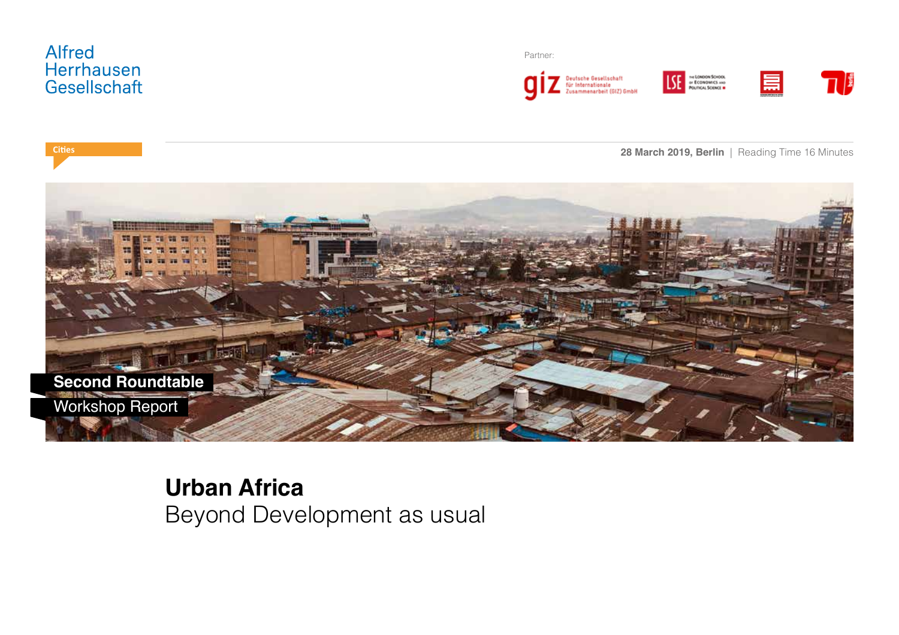Alfred Herrhausen Gesellschaft

Partner:

giz Deutsche Gesellschaft für Internationale Zusammenarbeit (GIZ) GmbH

LSE The London School of Economics and Political Science

Cities

**28 March 2019, Berlin** | Reading Time 16 Minutes

**Second Roundtable**

Workshop Report

# Urban Africa

## Beyond Development as usual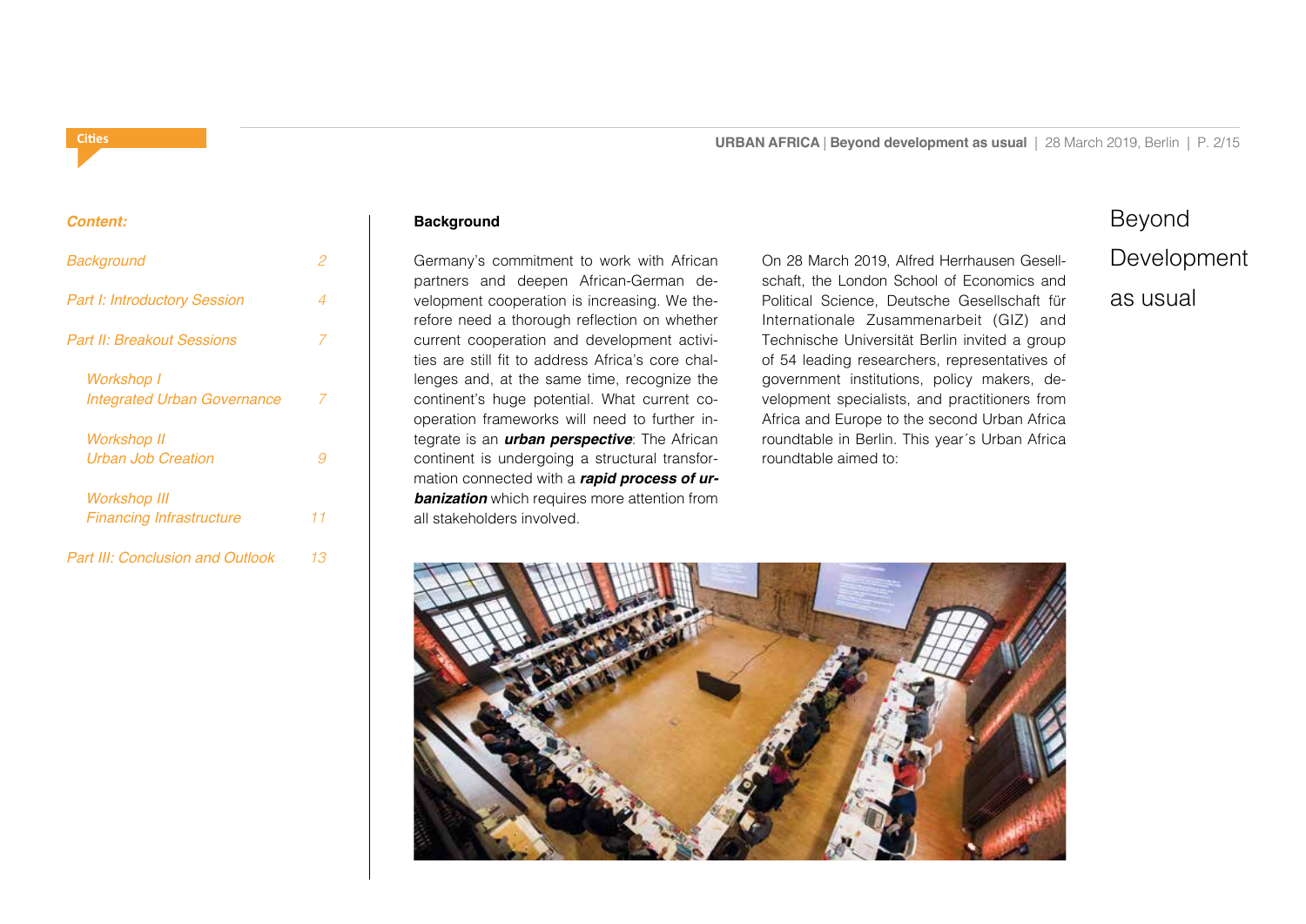Cities

***Content:***

| | |
|---|---|
| *Background* | *2* |
| *Part I: Introductory Session* | *4* |
| *Part II: Breakout Sessions* | *7* |
| *Workshop I Integrated Urban Governance* | *7* |
| *Workshop II Urban Job Creation* | *9* |
| *Workshop III Financing Infrastructure* | *11* |
| *Part III: Conclusion and Outlook* | *13* |

# Beyond Development as usual

## Background

Germany's commitment to work with African partners and deepen African-German development cooperation is increasing. We therefore need a thorough reflection on whether current cooperation and development activities are still fit to address Africa's core challenges and, at the same time, recognize the continent's huge potential. What current cooperation frameworks will need to further integrate is an ***urban perspective***: The African continent is undergoing a structural transformation connected with a ***rapid process of urbanization*** which requires more attention from all stakeholders involved.

On 28 March 2019, Alfred Herrhausen Gesellschaft, the London School of Economics and Political Science, Deutsche Gesellschaft für Internationale Zusammenarbeit (GIZ) and Technische Universität Berlin invited a group of 54 leading researchers, representatives of government institutions, policy makers, development specialists, and practitioners from Africa and Europe to the second Urban Africa roundtable in Berlin. This year´s Urban Africa roundtable aimed to: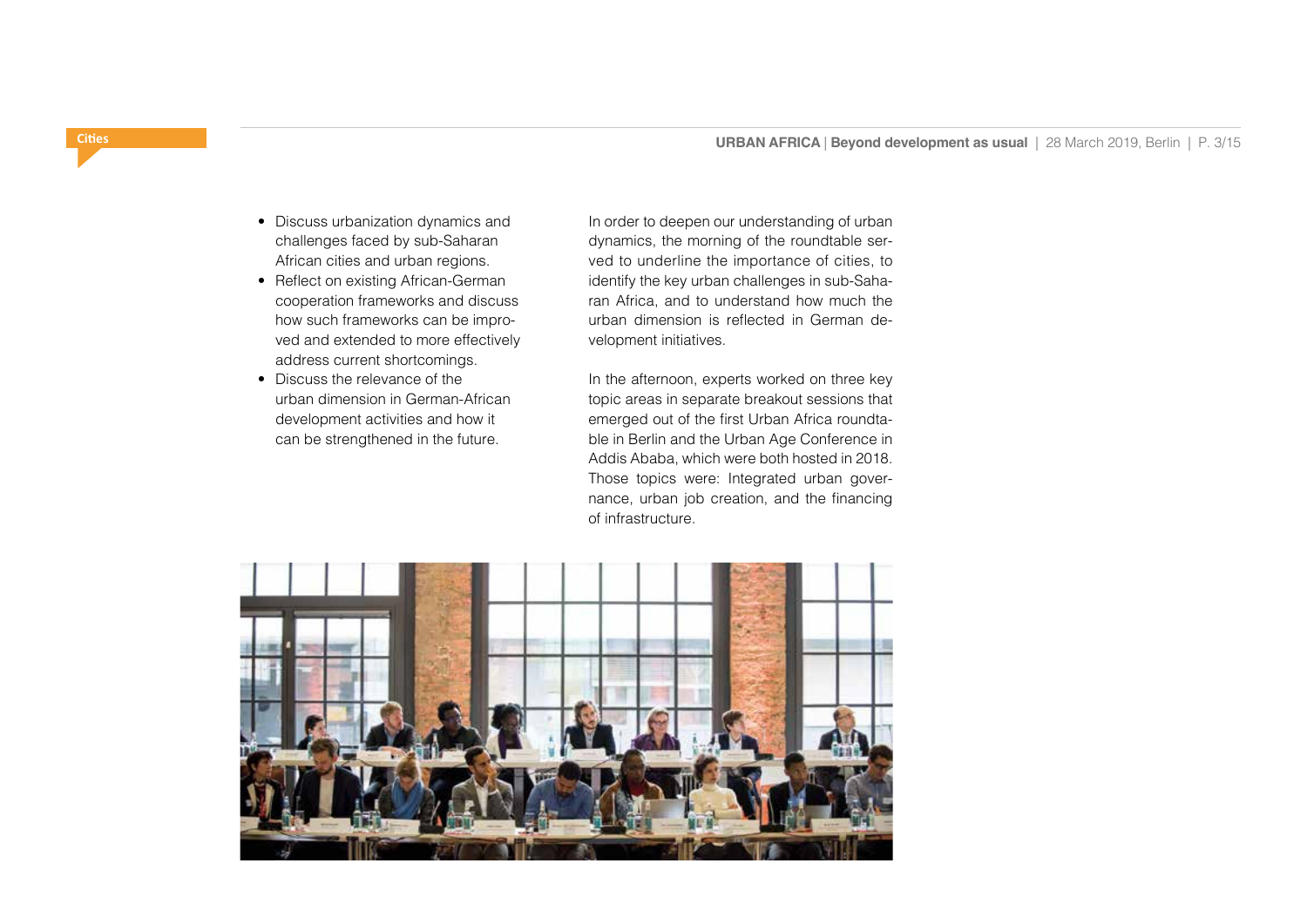- Discuss urbanization dynamics and challenges faced by sub-Saharan African cities and urban regions.
- Reflect on existing African-German cooperation frameworks and discuss how such frameworks can be improved and extended to more effectively address current shortcomings.
- Discuss the relevance of the urban dimension in German-African development activities and how it can be strengthened in the future.

In order to deepen our understanding of urban dynamics, the morning of the roundtable served to underline the importance of cities, to identify the key urban challenges in sub-Saharan Africa, and to understand how much the urban dimension is reflected in German development initiatives.

In the afternoon, experts worked on three key topic areas in separate breakout sessions that emerged out of the first Urban Africa roundtable in Berlin and the Urban Age Conference in Addis Ababa, which were both hosted in 2018. Those topics were: Integrated urban governance, urban job creation, and the financing of infrastructure.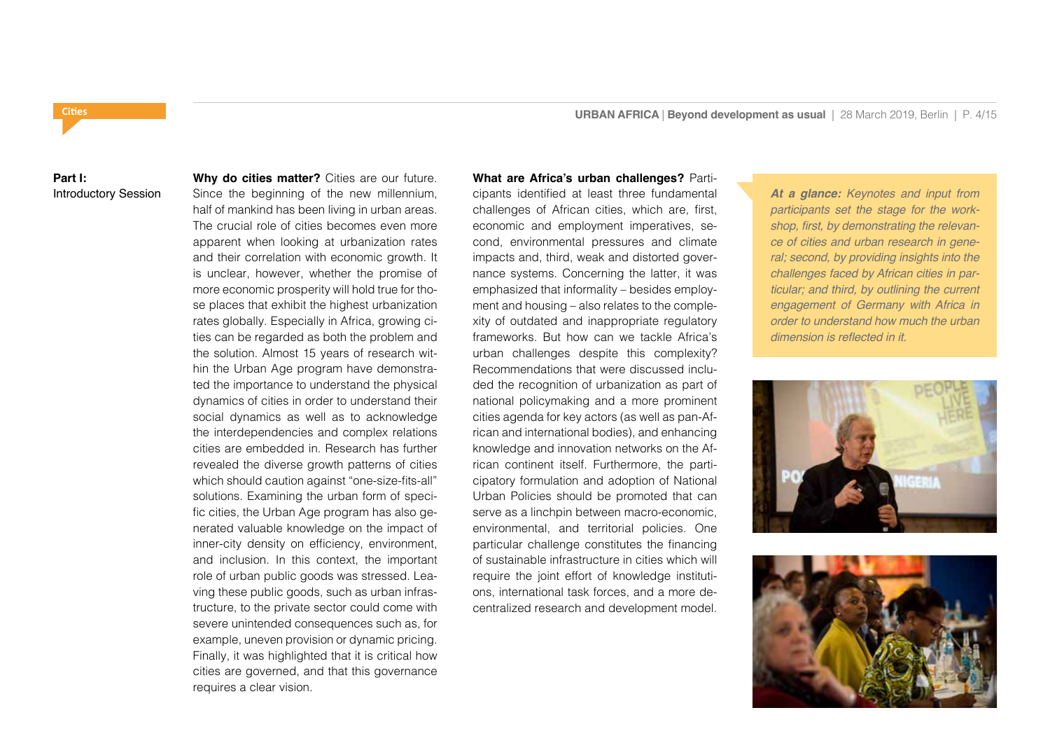**Part I:**
Introductory Session

**Why do cities matter?** Cities are our future. Since the beginning of the new millennium, half of mankind has been living in urban areas. The crucial role of cities becomes even more apparent when looking at urbanization rates and their correlation with economic growth. It is unclear, however, whether the promise of more economic prosperity will hold true for those places that exhibit the highest urbanization rates globally. Especially in Africa, growing cities can be regarded as both the problem and the solution. Almost 15 years of research within the Urban Age program have demonstrated the importance to understand the physical dynamics of cities in order to understand their social dynamics as well as to acknowledge the interdependencies and complex relations cities are embedded in. Research has further revealed the diverse growth patterns of cities which should caution against "one-size-fits-all" solutions. Examining the urban form of specific cities, the Urban Age program has also generated valuable knowledge on the impact of inner-city density on efficiency, environment, and inclusion. In this context, the important role of urban public goods was stressed. Leaving these public goods, such as urban infrastructure, to the private sector could come with severe unintended consequences such as, for example, uneven provision or dynamic pricing. Finally, it was highlighted that it is critical how cities are governed, and that this governance requires a clear vision.

**What are Africa's urban challenges?** Participants identified at least three fundamental challenges of African cities, which are, first, economic and employment imperatives, second, environmental pressures and climate impacts and, third, weak and distorted governance systems. Concerning the latter, it was emphasized that informality – besides employment and housing – also relates to the complexity of outdated and inappropriate regulatory frameworks. But how can we tackle Africa's urban challenges despite this complexity? Recommendations that were discussed included the recognition of urbanization as part of national policymaking and a more prominent cities agenda for key actors (as well as pan-African and international bodies), and enhancing knowledge and innovation networks on the African continent itself. Furthermore, the participatory formulation and adoption of National Urban Policies should be promoted that can serve as a linchpin between macro-economic, environmental, and territorial policies. One particular challenge constitutes the financing of sustainable infrastructure in cities which will require the joint effort of knowledge institutions, international task forces, and a more decentralized research and development model.

***At a glance:*** *Keynotes and input from participants set the stage for the workshop, first, by demonstrating the relevance of cities and urban research in general; second, by providing insights into the challenges faced by African cities in particular; and third, by outlining the current engagement of Germany with Africa in order to understand how much the urban dimension is reflected in it.*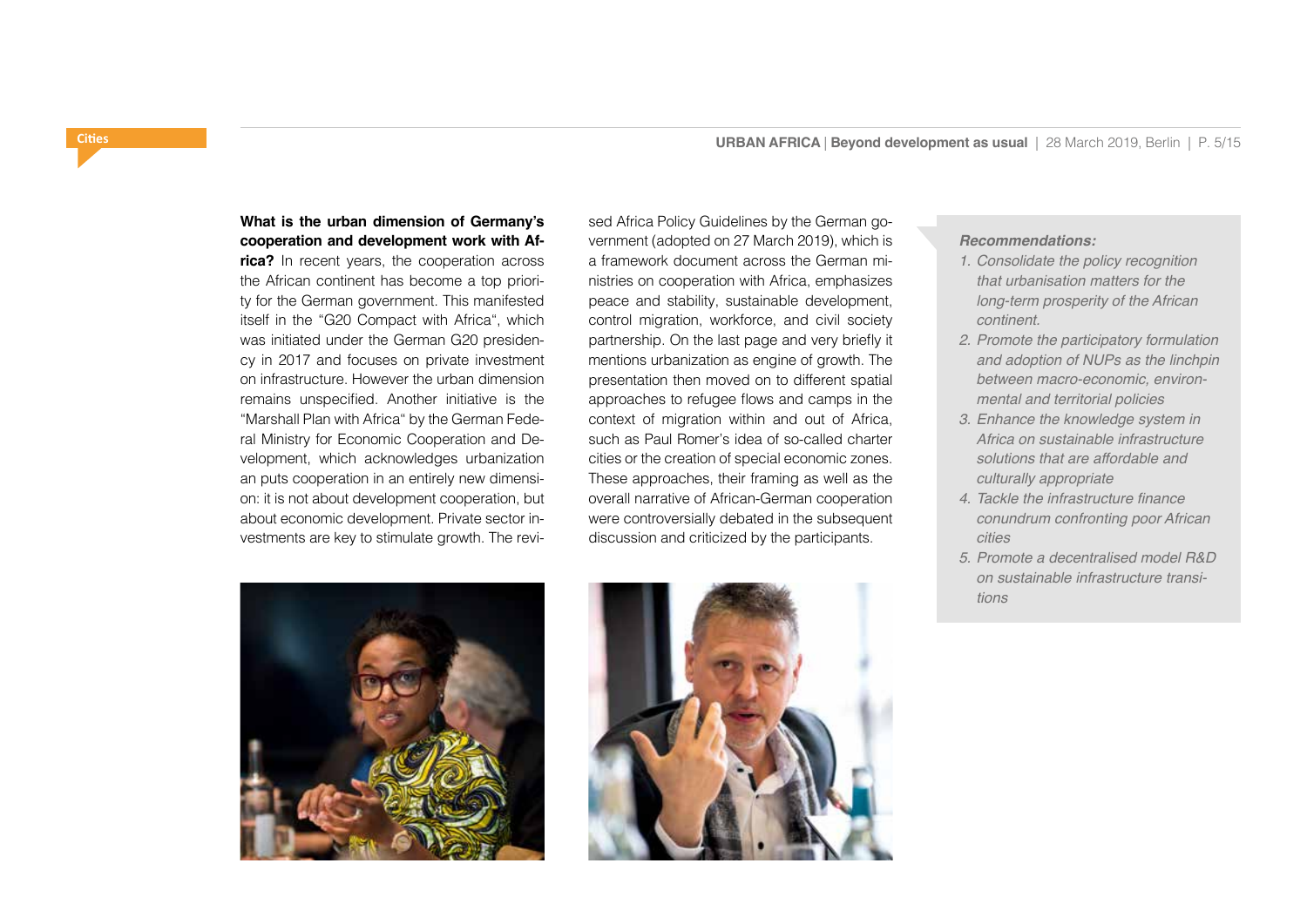**What is the urban dimension of Germany's cooperation and development work with Africa?** In recent years, the cooperation across the African continent has become a top priority for the German government. This manifested itself in the "G20 Compact with Africa", which was initiated under the German G20 presidency in 2017 and focuses on private investment on infrastructure. However the urban dimension remains unspecified. Another initiative is the "Marshall Plan with Africa" by the German Federal Ministry for Economic Cooperation and Development, which acknowledges urbanization an puts cooperation in an entirely new dimension: it is not about development cooperation, but about economic development. Private sector investments are key to stimulate growth. The revised Africa Policy Guidelines by the German government (adopted on 27 March 2019), which is a framework document across the German ministries on cooperation with Africa, emphasizes peace and stability, sustainable development, control migration, workforce, and civil society partnership. On the last page and very briefly it mentions urbanization as engine of growth. The presentation then moved on to different spatial approaches to refugee flows and camps in the context of migration within and out of Africa, such as Paul Romer's idea of so-called charter cities or the creation of special economic zones. These approaches, their framing as well as the overall narrative of African-German cooperation were controversially debated in the subsequent discussion and criticized by the participants.

***Recommendations:***

1. *Consolidate the policy recognition that urbanisation matters for the long-term prosperity of the African continent.*
2. *Promote the participatory formulation and adoption of NUPs as the linchpin between macro-economic, environmental and territorial policies*
3. *Enhance the knowledge system in Africa on sustainable infrastructure solutions that are affordable and culturally appropriate*
4. *Tackle the infrastructure finance conundrum confronting poor African cities*
5. *Promote a decentralised model R&D on sustainable infrastructure transitions*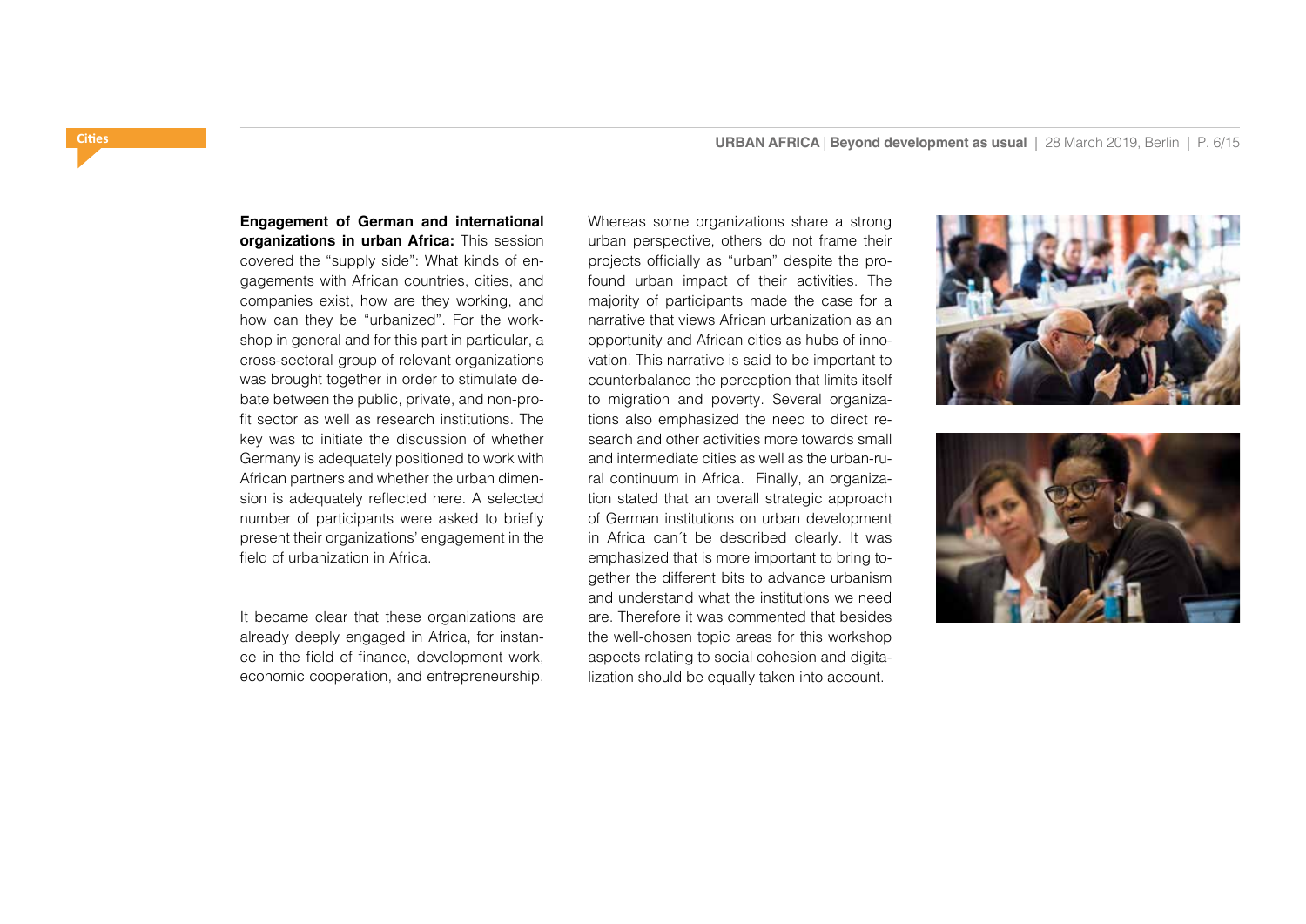**Engagement of German and international organizations in urban Africa:** This session covered the "supply side": What kinds of engagements with African countries, cities, and companies exist, how are they working, and how can they be "urbanized". For the workshop in general and for this part in particular, a cross-sectoral group of relevant organizations was brought together in order to stimulate debate between the public, private, and non-profit sector as well as research institutions. The key was to initiate the discussion of whether Germany is adequately positioned to work with African partners and whether the urban dimension is adequately reflected here. A selected number of participants were asked to briefly present their organizations' engagement in the field of urbanization in Africa.

It became clear that these organizations are already deeply engaged in Africa, for instance in the field of finance, development work, economic cooperation, and entrepreneurship. Whereas some organizations share a strong urban perspective, others do not frame their projects officially as "urban" despite the profound urban impact of their activities. The majority of participants made the case for a narrative that views African urbanization as an opportunity and African cities as hubs of innovation. This narrative is said to be important to counterbalance the perception that limits itself to migration and poverty. Several organizations also emphasized the need to direct research and other activities more towards small and intermediate cities as well as the urban-rural continuum in Africa. Finally, an organization stated that an overall strategic approach of German institutions on urban development in Africa can´t be described clearly. It was emphasized that is more important to bring together the different bits to advance urbanism and understand what the institutions we need are. Therefore it was commented that besides the well-chosen topic areas for this workshop aspects relating to social cohesion and digitalization should be equally taken into account.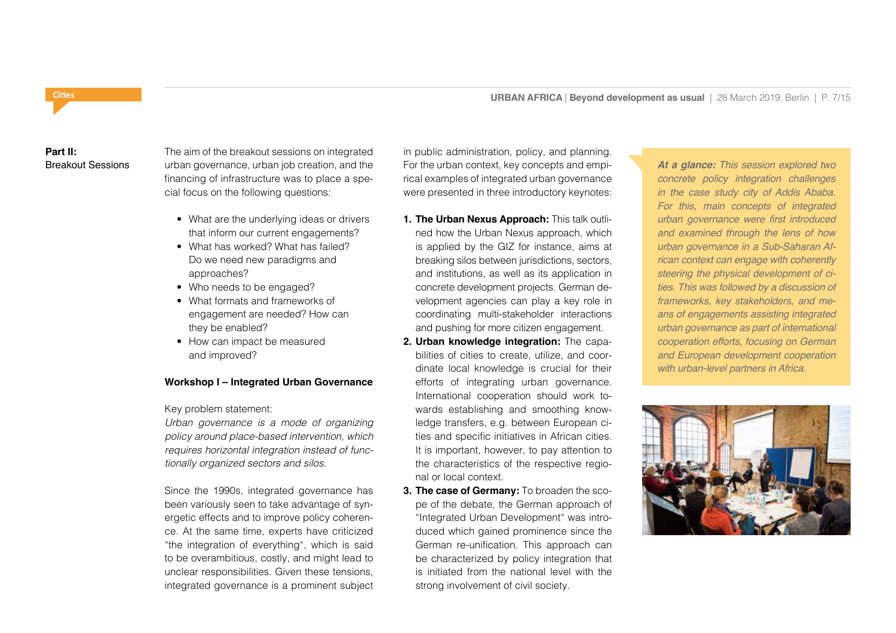**Part II:**
Breakout Sessions

The aim of the breakout sessions on integrated urban governance, urban job creation, and the financing of infrastructure was to place a special focus on the following questions:

- What are the underlying ideas or drivers that inform our current engagements?
- What has worked? What has failed? Do we need new paradigms and approaches?
- Who needs to be engaged?
- What formats and frameworks of engagement are needed? How can they be enabled?
- How can impact be measured and improved?

### Workshop I – Integrated Urban Governance

Key problem statement:
*Urban governance is a mode of organizing policy around place-based intervention, which requires horizontal integration instead of functionally organized sectors and silos.*

Since the 1990s, integrated governance has been variously seen to take advantage of synergetic effects and to improve policy coherence. At the same time, experts have criticized "the integration of everything", which is said to be overambitious, costly, and might lead to unclear responsibilities. Given these tensions, integrated governance is a prominent subject in public administration, policy, and planning. For the urban context, key concepts and empirical examples of integrated urban governance were presented in three introductory keynotes:

1. **The Urban Nexus Approach:** This talk outlined how the Urban Nexus approach, which is applied by the GIZ for instance, aims at breaking silos between jurisdictions, sectors, and institutions, as well as its application in concrete development projects. German development agencies can play a key role in coordinating multi-stakeholder interactions and pushing for more citizen engagement.
2. **Urban knowledge integration:** The capabilities of cities to create, utilize, and coordinate local knowledge is crucial for their efforts of integrating urban governance. International cooperation should work towards establishing and smoothing knowledge transfers, e.g. between European cities and specific initiatives in African cities. It is important, however, to pay attention to the characteristics of the respective regional or local context.
3. **The case of Germany:** To broaden the scope of the debate, the German approach of "Integrated Urban Development" was introduced which gained prominence since the German re-unification. This approach can be characterized by policy integration that is initiated from the national level with the strong involvement of civil society.

***At a glance:*** *This session explored two concrete policy integration challenges in the case study city of Addis Ababa. For this, main concepts of integrated urban governance were first introduced and examined through the lens of how urban governance in a Sub-Saharan African context can engage with coherently steering the physical development of cities. This was followed by a discussion of frameworks, key stakeholders, and means of engagements assisting integrated urban governance as part of international cooperation efforts, focusing on German and European development cooperation with urban-level partners in Africa.*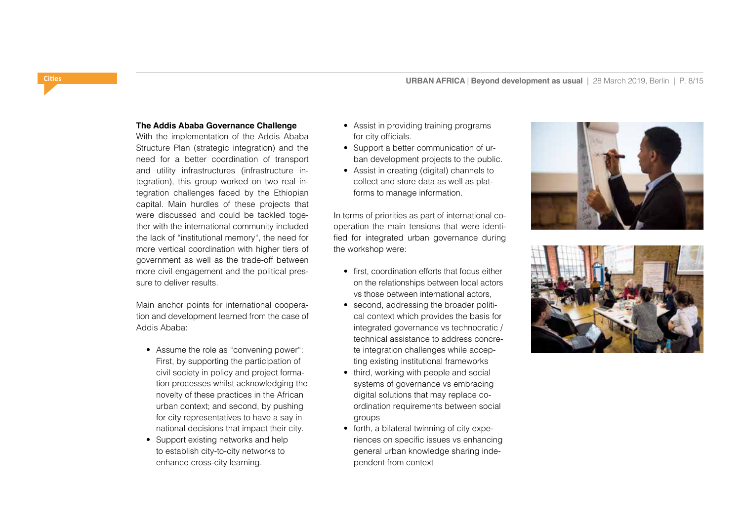### The Addis Ababa Governance Challenge

With the implementation of the Addis Ababa Structure Plan (strategic integration) and the need for a better coordination of transport and utility infrastructures (infrastructure integration), this group worked on two real integration challenges faced by the Ethiopian capital. Main hurdles of these projects that were discussed and could be tackled together with the international community included the lack of "institutional memory", the need for more vertical coordination with higher tiers of government as well as the trade-off between more civil engagement and the political pressure to deliver results.

Main anchor points for international cooperation and development learned from the case of Addis Ababa:

- Assume the role as "convening power": First, by supporting the participation of civil society in policy and project formation processes whilst acknowledging the novelty of these practices in the African urban context; and second, by pushing for city representatives to have a say in national decisions that impact their city.
- Support existing networks and help to establish city-to-city networks to enhance cross-city learning.
- Assist in providing training programs for city officials.
- Support a better communication of urban development projects to the public.
- Assist in creating (digital) channels to collect and store data as well as platforms to manage information.

In terms of priorities as part of international cooperation the main tensions that were identified for integrated urban governance during the workshop were:

- first, coordination efforts that focus either on the relationships between local actors vs those between international actors,
- second, addressing the broader political context which provides the basis for integrated governance vs technocratic / technical assistance to address concrete integration challenges while accepting existing institutional frameworks
- third, working with people and social systems of governance vs embracing digital solutions that may replace coordination requirements between social groups
- forth, a bilateral twinning of city experiences on specific issues vs enhancing general urban knowledge sharing independent from context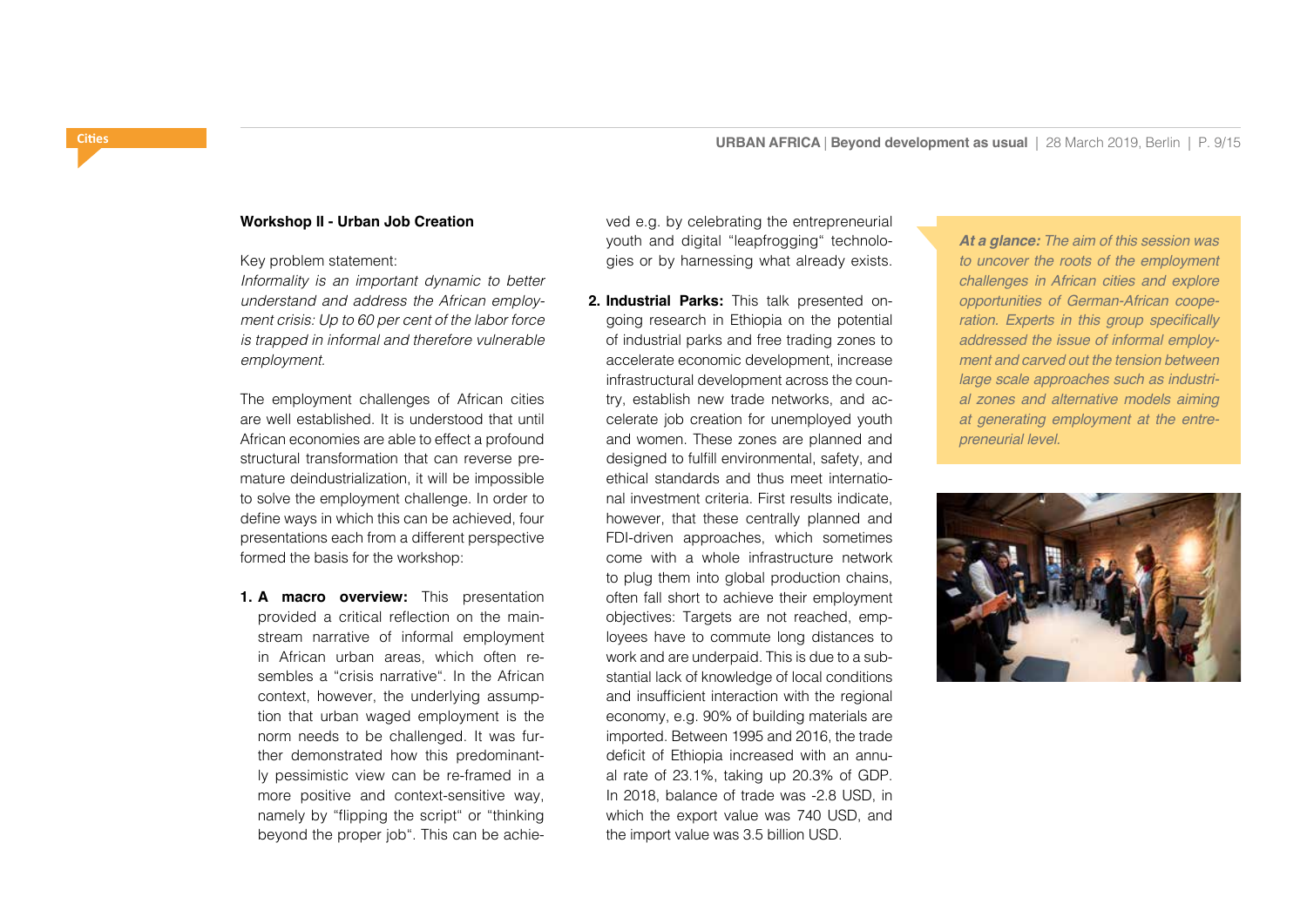**Workshop II - Urban Job Creation**

Key problem statement:
*Informality is an important dynamic to better understand and address the African employment crisis: Up to 60 per cent of the labor force is trapped in informal and therefore vulnerable employment.*

The employment challenges of African cities are well established. It is understood that until African economies are able to effect a profound structural transformation that can reverse premature deindustrialization, it will be impossible to solve the employment challenge. In order to define ways in which this can be achieved, four presentations each from a different perspective formed the basis for the workshop:

1. **A macro overview:** This presentation provided a critical reflection on the mainstream narrative of informal employment in African urban areas, which often resembles a "crisis narrative". In the African context, however, the underlying assumption that urban waged employment is the norm needs to be challenged. It was further demonstrated how this predominantly pessimistic view can be re-framed in a more positive and context-sensitive way, namely by "flipping the script" or "thinking beyond the proper job". This can be achieved e.g. by celebrating the entrepreneurial youth and digital "leapfrogging" technologies or by harnessing what already exists.

2. **Industrial Parks:** This talk presented ongoing research in Ethiopia on the potential of industrial parks and free trading zones to accelerate economic development, increase infrastructural development across the country, establish new trade networks, and accelerate job creation for unemployed youth and women. These zones are planned and designed to fulfill environmental, safety, and ethical standards and thus meet international investment criteria. First results indicate, however, that these centrally planned and FDI-driven approaches, which sometimes come with a whole infrastructure network to plug them into global production chains, often fall short to achieve their employment objectives: Targets are not reached, employees have to commute long distances to work and are underpaid. This is due to a substantial lack of knowledge of local conditions and insufficient interaction with the regional economy, e.g. 90% of building materials are imported. Between 1995 and 2016, the trade deficit of Ethiopia increased with an annual rate of 23.1%, taking up 20.3% of GDP. In 2018, balance of trade was -2.8 USD, in which the export value was 740 USD, and the import value was 3.5 billion USD.

***At a glance:*** *The aim of this session was to uncover the roots of the employment challenges in African cities and explore opportunities of German-African cooperation. Experts in this group specifically addressed the issue of informal employment and carved out the tension between large scale approaches such as industrial zones and alternative models aiming at generating employment at the entrepreneurial level.*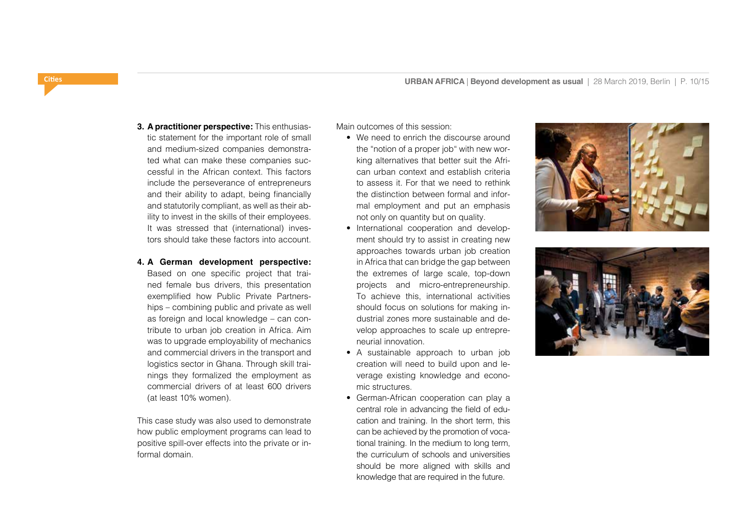3. **A practitioner perspective:** This enthusiastic statement for the important role of small and medium-sized companies demonstrated what can make these companies successful in the African context. This factors include the perseverance of entrepreneurs and their ability to adapt, being financially and statutorily compliant, as well as their ability to invest in the skills of their employees. It was stressed that (international) investors should take these factors into account.

4. **A German development perspective:** Based on one specific project that trained female bus drivers, this presentation exemplified how Public Private Partnerships – combining public and private as well as foreign and local knowledge – can contribute to urban job creation in Africa. Aim was to upgrade employability of mechanics and commercial drivers in the transport and logistics sector in Ghana. Through skill trainings they formalized the employment as commercial drivers of at least 600 drivers (at least 10% women).

This case study was also used to demonstrate how public employment programs can lead to positive spill-over effects into the private or informal domain.

Main outcomes of this session:

- We need to enrich the discourse around the "notion of a proper job" with new working alternatives that better suit the African urban context and establish criteria to assess it. For that we need to rethink the distinction between formal and informal employment and put an emphasis not only on quantity but on quality.
- International cooperation and development should try to assist in creating new approaches towards urban job creation in Africa that can bridge the gap between the extremes of large scale, top-down projects and micro-entrepreneurship. To achieve this, international activities should focus on solutions for making industrial zones more sustainable and develop approaches to scale up entrepreneurial innovation.
- A sustainable approach to urban job creation will need to build upon and leverage existing knowledge and economic structures.
- German-African cooperation can play a central role in advancing the field of education and training. In the short term, this can be achieved by the promotion of vocational training. In the medium to long term, the curriculum of schools and universities should be more aligned with skills and knowledge that are required in the future.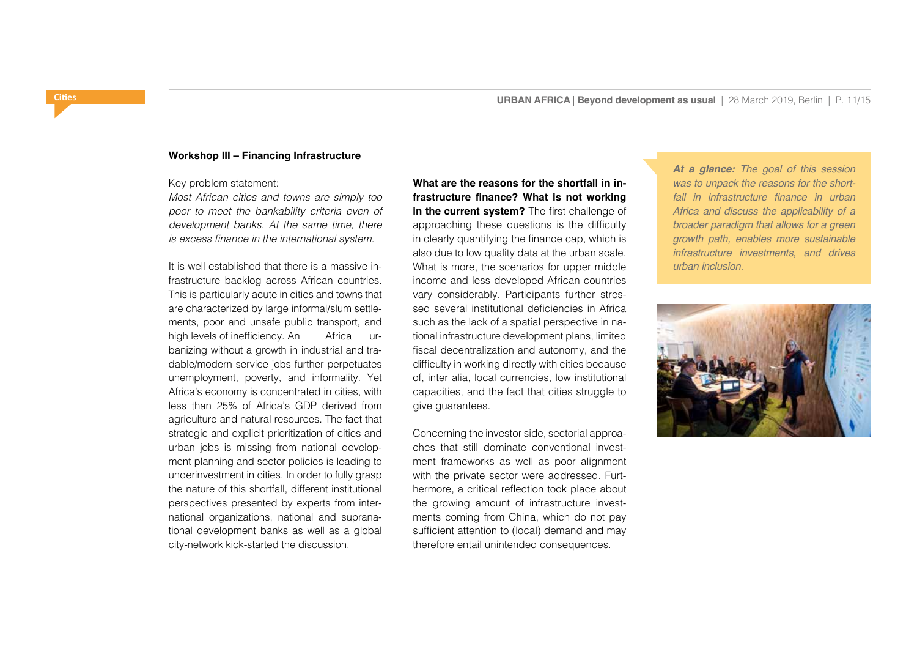### Workshop III – Financing Infrastructure

Key problem statement:
*Most African cities and towns are simply too poor to meet the bankability criteria even of development banks. At the same time, there is excess finance in the international system.*

It is well established that there is a massive infrastructure backlog across African countries. This is particularly acute in cities and towns that are characterized by large informal/slum settlements, poor and unsafe public transport, and high levels of inefficiency. An Africa urbanizing without a growth in industrial and tradable/modern service jobs further perpetuates unemployment, poverty, and informality. Yet Africa's economy is concentrated in cities, with less than 25% of Africa's GDP derived from agriculture and natural resources. The fact that strategic and explicit prioritization of cities and urban jobs is missing from national development planning and sector policies is leading to underinvestment in cities. In order to fully grasp the nature of this shortfall, different institutional perspectives presented by experts from international organizations, national and supranational development banks as well as a global city-network kick-started the discussion.

**What are the reasons for the shortfall in infrastructure finance? What is not working in the current system?** The first challenge of approaching these questions is the difficulty in clearly quantifying the finance cap, which is also due to low quality data at the urban scale. What is more, the scenarios for upper middle income and less developed African countries vary considerably. Participants further stressed several institutional deficiencies in Africa such as the lack of a spatial perspective in national infrastructure development plans, limited fiscal decentralization and autonomy, and the difficulty in working directly with cities because of, inter alia, local currencies, low institutional capacities, and the fact that cities struggle to give guarantees.

Concerning the investor side, sectorial approaches that still dominate conventional investment frameworks as well as poor alignment with the private sector were addressed. Furthermore, a critical reflection took place about the growing amount of infrastructure investments coming from China, which do not pay sufficient attention to (local) demand and may therefore entail unintended consequences.

***At a glance:** The goal of this session was to unpack the reasons for the shortfall in infrastructure finance in urban Africa and discuss the applicability of a broader paradigm that allows for a green growth path, enables more sustainable infrastructure investments, and drives urban inclusion.*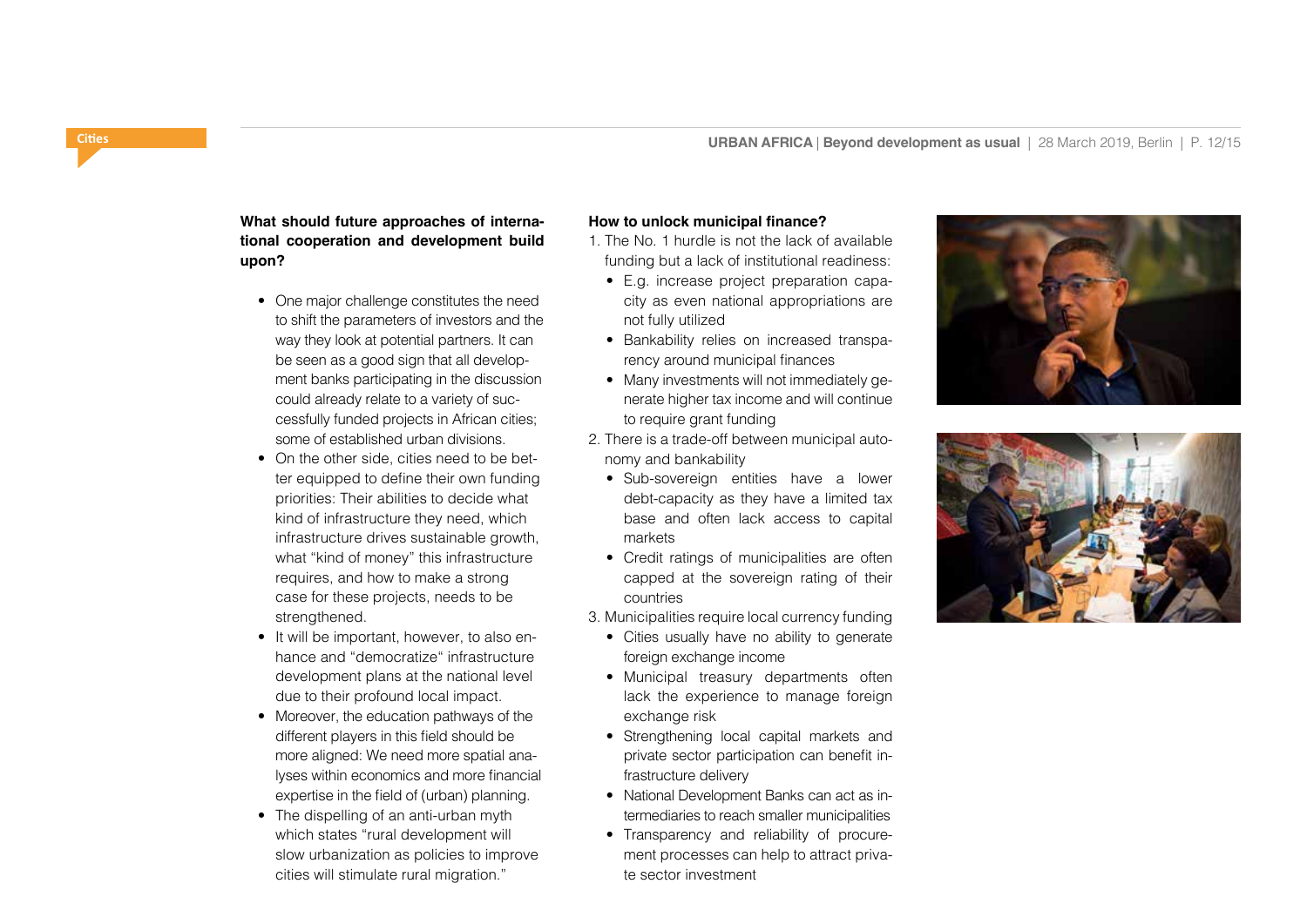**What should future approaches of international cooperation and development build upon?**

- One major challenge constitutes the need to shift the parameters of investors and the way they look at potential partners. It can be seen as a good sign that all development banks participating in the discussion could already relate to a variety of successfully funded projects in African cities; some of established urban divisions.
- On the other side, cities need to be better equipped to define their own funding priorities: Their abilities to decide what kind of infrastructure they need, which infrastructure drives sustainable growth, what "kind of money" this infrastructure requires, and how to make a strong case for these projects, needs to be strengthened.
- It will be important, however, to also enhance and "democratize" infrastructure development plans at the national level due to their profound local impact.
- Moreover, the education pathways of the different players in this field should be more aligned: We need more spatial analyses within economics and more financial expertise in the field of (urban) planning.
- The dispelling of an anti-urban myth which states "rural development will slow urbanization as policies to improve cities will stimulate rural migration."

**How to unlock municipal finance?**

1. The No. 1 hurdle is not the lack of available funding but a lack of institutional readiness:
   - E.g. increase project preparation capacity as even national appropriations are not fully utilized
   - Bankability relies on increased transparency around municipal finances
   - Many investments will not immediately generate higher tax income and will continue to require grant funding
2. There is a trade-off between municipal autonomy and bankability
   - Sub-sovereign entities have a lower debt-capacity as they have a limited tax base and often lack access to capital markets
   - Credit ratings of municipalities are often capped at the sovereign rating of their countries
3. Municipalities require local currency funding
   - Cities usually have no ability to generate foreign exchange income
   - Municipal treasury departments often lack the experience to manage foreign exchange risk
   - Strengthening local capital markets and private sector participation can benefit infrastructure delivery
   - National Development Banks can act as intermediaries to reach smaller municipalities
   - Transparency and reliability of procurement processes can help to attract private sector investment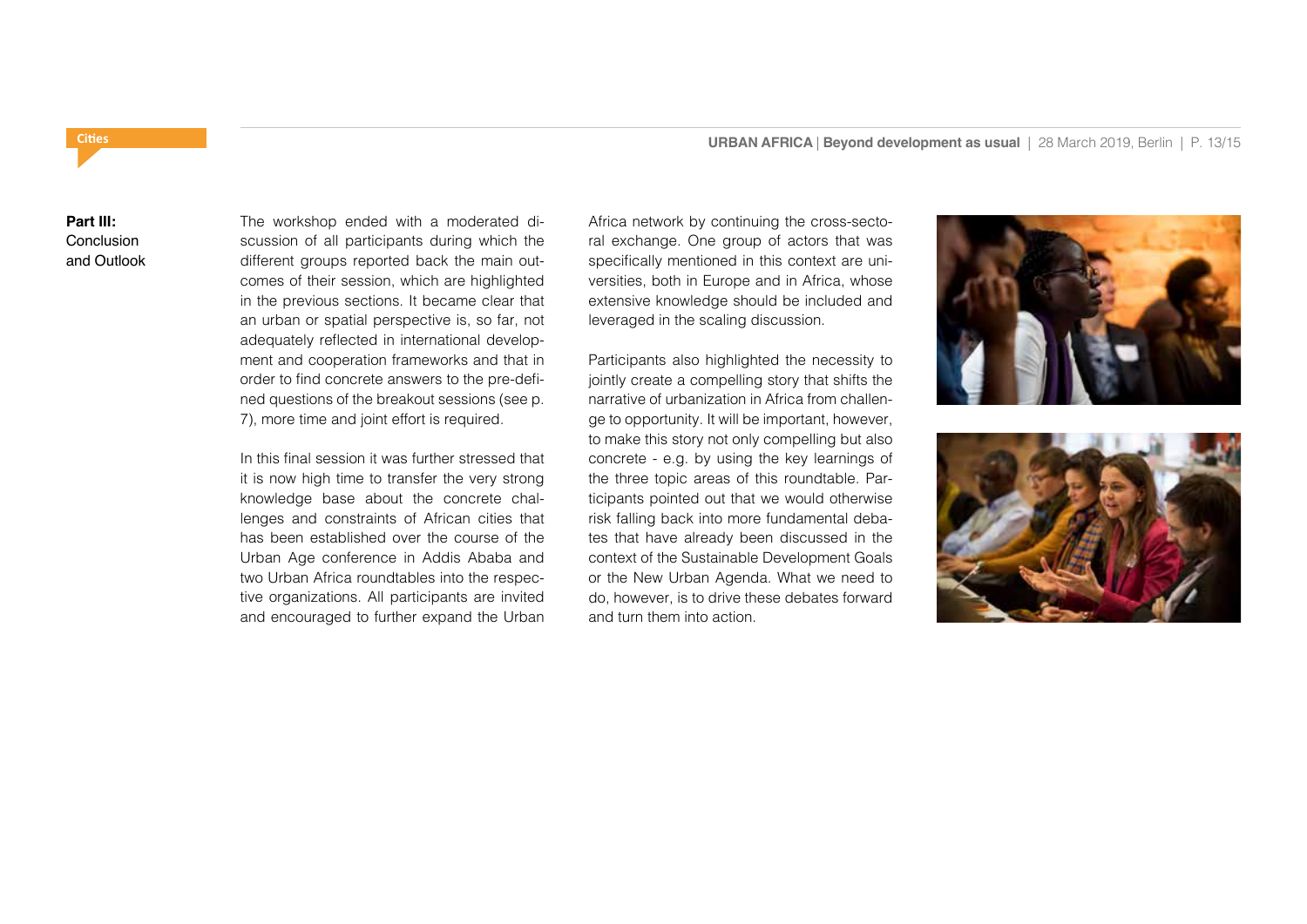## Part III: Conclusion and Outlook

The workshop ended with a moderated discussion of all participants during which the different groups reported back the main outcomes of their session, which are highlighted in the previous sections. It became clear that an urban or spatial perspective is, so far, not adequately reflected in international development and cooperation frameworks and that in order to find concrete answers to the pre-defined questions of the breakout sessions (see p. 7), more time and joint effort is required.

In this final session it was further stressed that it is now high time to transfer the very strong knowledge base about the concrete challenges and constraints of African cities that has been established over the course of the Urban Age conference in Addis Ababa and two Urban Africa roundtables into the respective organizations. All participants are invited and encouraged to further expand the Urban Africa network by continuing the cross-sectoral exchange. One group of actors that was specifically mentioned in this context are universities, both in Europe and in Africa, whose extensive knowledge should be included and leveraged in the scaling discussion.

Participants also highlighted the necessity to jointly create a compelling story that shifts the narrative of urbanization in Africa from challenge to opportunity. It will be important, however, to make this story not only compelling but also concrete - e.g. by using the key learnings of the three topic areas of this roundtable. Participants pointed out that we would otherwise risk falling back into more fundamental debates that have already been discussed in the context of the Sustainable Development Goals or the New Urban Agenda. What we need to do, however, is to drive these debates forward and turn them into action.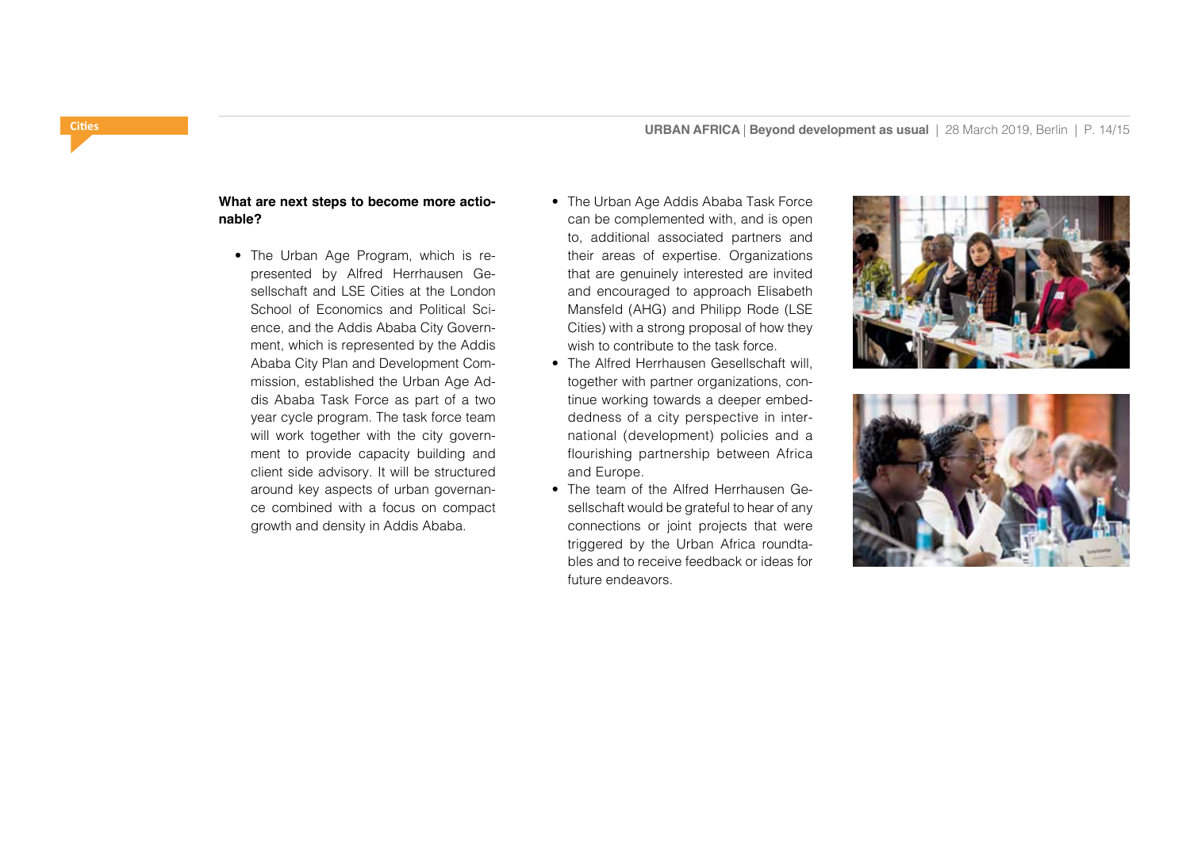**What are next steps to become more actionable?**

- The Urban Age Program, which is represented by Alfred Herrhausen Gesellschaft and LSE Cities at the London School of Economics and Political Science, and the Addis Ababa City Government, which is represented by the Addis Ababa City Plan and Development Commission, established the Urban Age Addis Ababa Task Force as part of a two year cycle program. The task force team will work together with the city government to provide capacity building and client side advisory. It will be structured around key aspects of urban governance combined with a focus on compact growth and density in Addis Ababa.
- The Urban Age Addis Ababa Task Force can be complemented with, and is open to, additional associated partners and their areas of expertise. Organizations that are genuinely interested are invited and encouraged to approach Elisabeth Mansfeld (AHG) and Philipp Rode (LSE Cities) with a strong proposal of how they wish to contribute to the task force.
- The Alfred Herrhausen Gesellschaft will, together with partner organizations, continue working towards a deeper embeddedness of a city perspective in international (development) policies and a flourishing partnership between Africa and Europe.
- The team of the Alfred Herrhausen Gesellschaft would be grateful to hear of any connections or joint projects that were triggered by the Urban Africa roundtables and to receive feedback or ideas for future endeavors.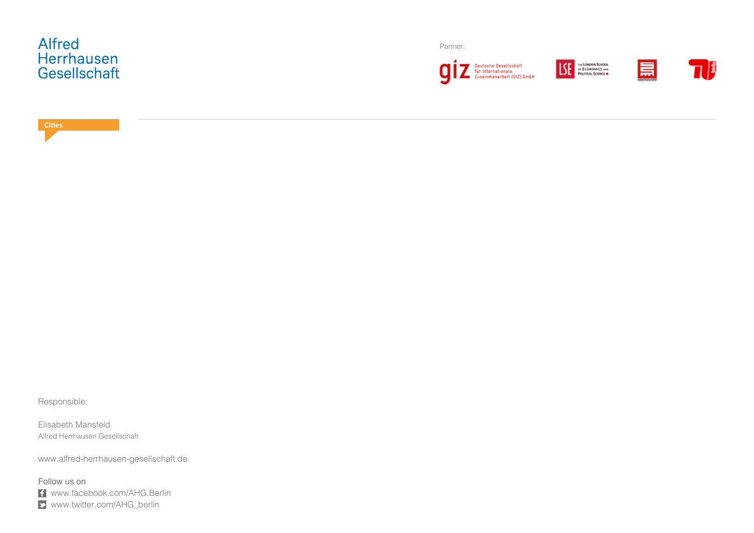Alfred Herrhausen Gesellschaft

Partner:

Deutsche Gesellschaft für Internationale Zusammenarbeit (GIZ) GmbH

The London School of Economics and Political Science

Cities

Responsible:

Elisabeth Mansfeld
Alfred Herrhausen Gesellschaft

www.alfred-herrhausen-gesellschaft.de

Follow us on
www.facebook.com/AHG.Berlin
www.twitter.com/AHG_berlin